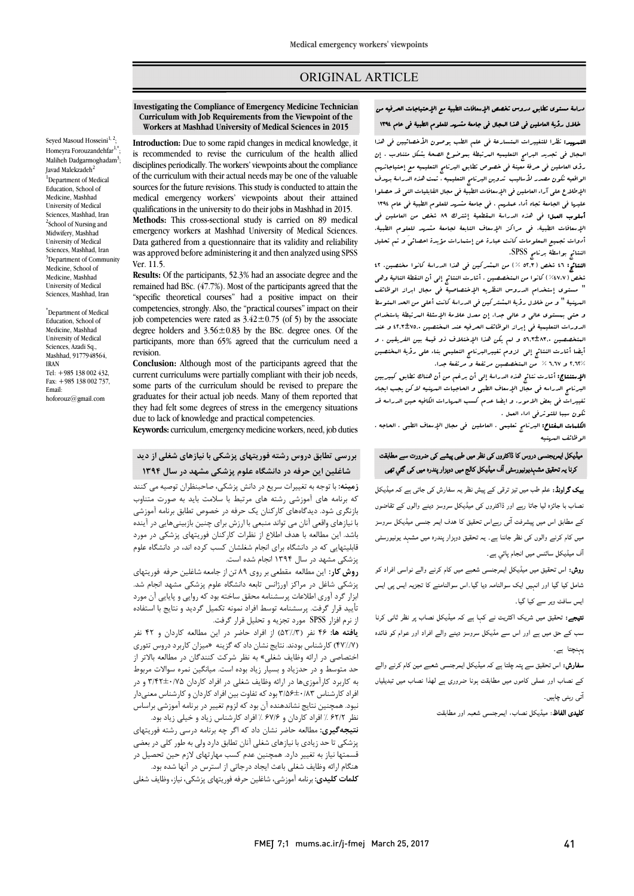ORIGINAL ARTICLE

# Investigating the Compliance of Emergency Medicine Technician Curriculum with Job Requirements from the Viewpoint of the Workers at Mashhad University of Medical Sciences in 2015

Seyed Masoud Hosseini[1, 2]; Homeyra Forouzandehfar[1,*]; Maliheh Dadgarmoghadam[3]; Javad Malekzadeh[2]

[1]Department of Medical Education, School of Medicine, Mashhad University of Medical Sciences, Mashhad, Iran
[2]School of Nursing and Midwifery, Mashhad University of Medical Sciences, Mashhad, Iran
[3]Department of Community Medicine, School of Medicine, Mashhad University of Medical Sciences, Mashhad, Iran

*Department of Medical Education, School of Medicine, Mashhad University of Medical Sciences, Azadi Sq., Mashhad, 9177948564, IRAN
Tel: +985 138 002 432,
Fax: +985 138 002 737,
Email: hoforouz@gmail.com

**Introduction:** Due to some rapid changes in medical knowledge, it is recommended to revise the curriculum of the health allied disciplines periodically. The workers' viewpoints about the compliance of the curriculum with their actual needs may be one of the valuable sources for the future revisions. This study is conducted to attain the medical emergency workers' viewpoints about their attained qualifications in the university to do their jobs in Mashhad in 2015.

**Methods:** This cross-sectional study is carried on 89 medical emergency workers at Mashhad University of Medical Sciences. Data gathered from a questionnaire that its validity and reliability was approved before administering it and then analyzed using SPSS Ver. 11.5.

**Results:** Of the participants, 52.3% had an associate degree and the remained had BSc. (47.7%). Most of the participants agreed that the "specific theoretical courses" had a positive impact on their competencies, strongly. Also, the "practical courses" impact on their job competencies were rated as $3.42\pm0.75$ (of 5) by the associate degree holders and $3.56\pm0.83$ by the BSc. degree ones. Of the participants, more than 65% agreed that the curriculum need a revision.

**Conclusion:** Although most of the participants agreed that the current curriculums were partially compliant with their job needs, some parts of the curriculum should be revised to prepare the graduates for their actual job needs. Many of them reported that they had felt some degrees of stress in the emergency situations due to lack of knowledge and practical competencies.

**Keywords:** curriculum, emergency medicine workers, need, job duties

## بررسی تطابق دروس رشته فوریتهای پزشکی با نیازهای شغلی از دید شاغلین این حرفه در دانشگاه علوم پزشکی مشهد در سال ۱۳۹۴

**زمینه:** با توجه به تغییرات سریع در دانش پزشکی، صاحبنظران توصیه می کنند که برنامه های آموزشی رشته های مرتبط با سلامت باید به صورت متناوب بازنگری شود. دیدگاههای کارکنان یک حرفه در خصوص تطابق برنامه آموزشی با نیازهای واقعی آنان می تواند منبعی با ارزش برای چنین بازبینی‌هایی در آینده باشد. این مطالعه با هدف اطلاع از نظرات کارکنان فوریتهای پزشکی در مورد قابلیتهایی که در دانشگاه برای انجام شغلشان کسب کرده اند، در دانشگاه علوم پزشکی مشهد در سال ۱۳۹۴ انجام شده است.

**روش کار:** این مطالعه مقطعی بر روی ۸۹ تن از جامعه شاغلین حرفه فوریتهای پزشکی شاغل در مراکز اورژانس تابعه دانشگاه علوم پزشکی مشهد انجام شد. ابزار گرد آوری اطلاعات پرسشنامه محقق ساخته بود که روایی و پایایی آن مورد تأیید قرار گرفت. پرسشنامه توسط افراد نمونه تکمیل گردید و نتایج با استفاده از نرم افزار SPSS مورد تجزیه و تحلیل قرار گرفت.

**یافته ها:** ۴۶ نفر (۵۲/۳٪) از افراد حاضر در این مطالعه کاردان و ۴۲ نفر (۴۷/۷٪) کارشناس بودند. نتایج نشان داد که گزینه «میزان کاربرد دروس تئوری اختصاصی در ارائه وظایف شغلی» به نظر شرکت کنندگان در مطالعه بالاتر از حد متوسط و در حدزیاد و بسیار زیاد بوده است. میانگین نمره سوالات مربوط به کاربرد کارآموزیها در ارائه وظایف شغلی در افراد کاردان ۳/۴۲±۰/۷۵ و در افراد کارشناس ۳/۵۶±۰/۸۳ بود که تفاوت بین افراد کاردان و کارشناس معنی‌دار نبود. همچنین نتایج نشاندهنده آن بود که لزوم تغییر در برنامه آموزشی براساس نظر ۶۲/۲ ٪ افراد کاردان و ۶۷/۶ ٪ افراد کارشناس زیاد و خیلی زیاد بود.

**نتیجه‌گیری:** مطالعه حاضر نشان داد که اگر چه برنامه درسی رشته فوریتهای پزشکی تا حد زیادی با نیازهای شغلی آنان تطابق دارد ولی به طور کلی در بعضی قسمتها نیاز به تغییر دارد. همچنین عدم کسب مهارتهای لازم حین تحصیل در هنگام ارائه وظایف شغلی باعث ایجاد درجاتی از استرس در آنها شده بود.

**کلمات کلیدی:** برنامه آموزشی، شاغلین حرفه فوریتهای پزشکی، نیاز، وظایف شغلی

## دراسة مستوى تطابق دروس تخصص الإسعافات الطبية مع الإحتياجات الحرفيه من خلال رؤية العاملين في هذا المجال في جامعة مشهد للعلوم الطبية في عام ١٣٩٤

**التمهيد:** نظراً للتغييرات المتسارعة في علم الطب يوصون الأخصائيين في هذا المجال في تجديد البرامج التعليميه المرتبطة بموضوع الصحة بشكل متناوب . إن رؤى العاملين في حرفة معينة في خصوص تطابق البرنامج التعليميه مع إحتياجاتهم الواقعيه تكون مصدر لأساليب تدوين البرنامج التعليميه . تمت هذه الدراسة بهدف الإطلاع على آراء العاملين في الإسعافات الطبية في مجال القابليات التي قد حصلوا عليها في الجامعة تجاه أداء عملهم . في جامعة مشهد للعلوم الطبية في عام ١٣٩٤

**أسلوب العمل:** في هذه الدراسة المقطعية إشترك ٨٩ شخص من العاملين في الإسعافات الطبية، في مراكز الإسعاف التابعة لجامعة مشهد للعلوم الطبية. أدوات تجميع المعلومات كانت عبارة عن إستمارات مؤيدة احصائياً و تم تحليل النتائج بواسطة برنامج SPSS.

**النتائج:** ٤٦ شخص (٥٢،٣ ٪) من المشتركين في هذا الدراسة كانوا مختصين. ٤٢ شخص (٤٧،٧ ٪) كانوا من المتخصصين . أشارت النتائج إلى أن النقطة التالية وهي " مستوى إستخدام الدروس النظريه الإختصاصية في مجال ابراز الوظائف المهنية " و من خلال رؤية المشتركين في الدراسة كانت أعلى من الحد المتوسط و حتى بمستوى عالي و عالي جداً. إن معدل علامة الإسئلة المرتبطة بإستخدام الدورات التعليمية في إبراز الوظائف الحرفيه عند المختصين ٤٢،٣±٧٥،٠ و عند المتخصصين ٥٦،٣±٨٣،٠ و لم يكن هذا الإختلاف ذو قيمة بين الفريقين . و أيضا أشارت النتائج إلى لزوم تغيير البرنامج التعليمي بناء على رؤية المختصين ٦٢،٢٪ و ٦٧،٦ ٪ من المتخصصين مرتفعة و مرتفعة جداً.

**الإستنتاج:** أشارت نتائج هذه الدراسة إلى أنه برغم من أن هناك تطابق كبيربين البرنامج الدراسه في مجال الإسعاف الطبي و الحاجيات الحرفية المهنيه لكن يجب ايجاد تغييرات في بعض الامور. و ايضا عدم كسب المهارات الكافيه حين الدراسه قد تكون سببا للتوتر في اداء العمل .

**الكلمات المفتاح:** البرنامج تعليمي ، العاملين في مجال الإسعاف الطبي ، الحاجه ، الوظائف المهنيه

## میڈیکل ایمرجنسی دروس کا ڈاکٹروں کی نظر میں طبی پیشے کی ضرورت سے مطابقت کرنا یہ تحقیق مشہدیونیورسٹی آف میڈیکل کالج میں دوہزار پندرہ میں کی گئي تھی

**بیک گراونڈ:** علم طب میں تیز ترقی کے پیش نظر یہ سفارش کی جاتی ہے کہ میڈیکل نصاب با جائزہ لیا جاتا رہے اور ڈاکٹروں کی میڈیکل سروسز دینے والوں کے تقاضوں کے مطابق اس میں پیشرفت آتی رہے۔اس تحقیق کا ہدف ایمر جنسی میڈیکل سروسز میں کام کرنے والوں کی نظر جاننا ہے۔ یہ تحقیق دوہزار پندرہ میں مشہد یونیورسٹی آف میڈیکل سائنس میں انجام پائی ہے۔

**روش:** اس تحقیق میں میڈیکل ایمرجنسی شعبے میں کام کرنے والے نواسی افراد کو شامل کیا گیا اور انہیں ایک سوالنامہ دیا گیا۔اس سوالنامنے کا تجزیہ ایس پی ایس ایس سافٹ ویر سے کیا گیا۔

**نتیجے:** تحقیق میں شریک اکثریت نے کہا ہے کہ میڈیکل نصاب پر نظر ثانی کرنا سب کے حق میں ہے اور اس سے مڈیکل سروسز دینے والے افراد اور عوام کو فائدہ پہنچتا ہے۔

**سفارش:** اس تحقیق سے پتہ چلتا ہے کہ میڈیکل ایمرجنسی شعبے میں کام کرنے والے کے نصاب اور عملی کاموں میں مطابقت ہونا ضروری ہے لھذا نصاب میں تبدیلیاں آتی رہنی چاہیں۔

**کلیدی الفاظ:** میڈیکل نصاب، ایمرجنسی شعبہ اور مطابقت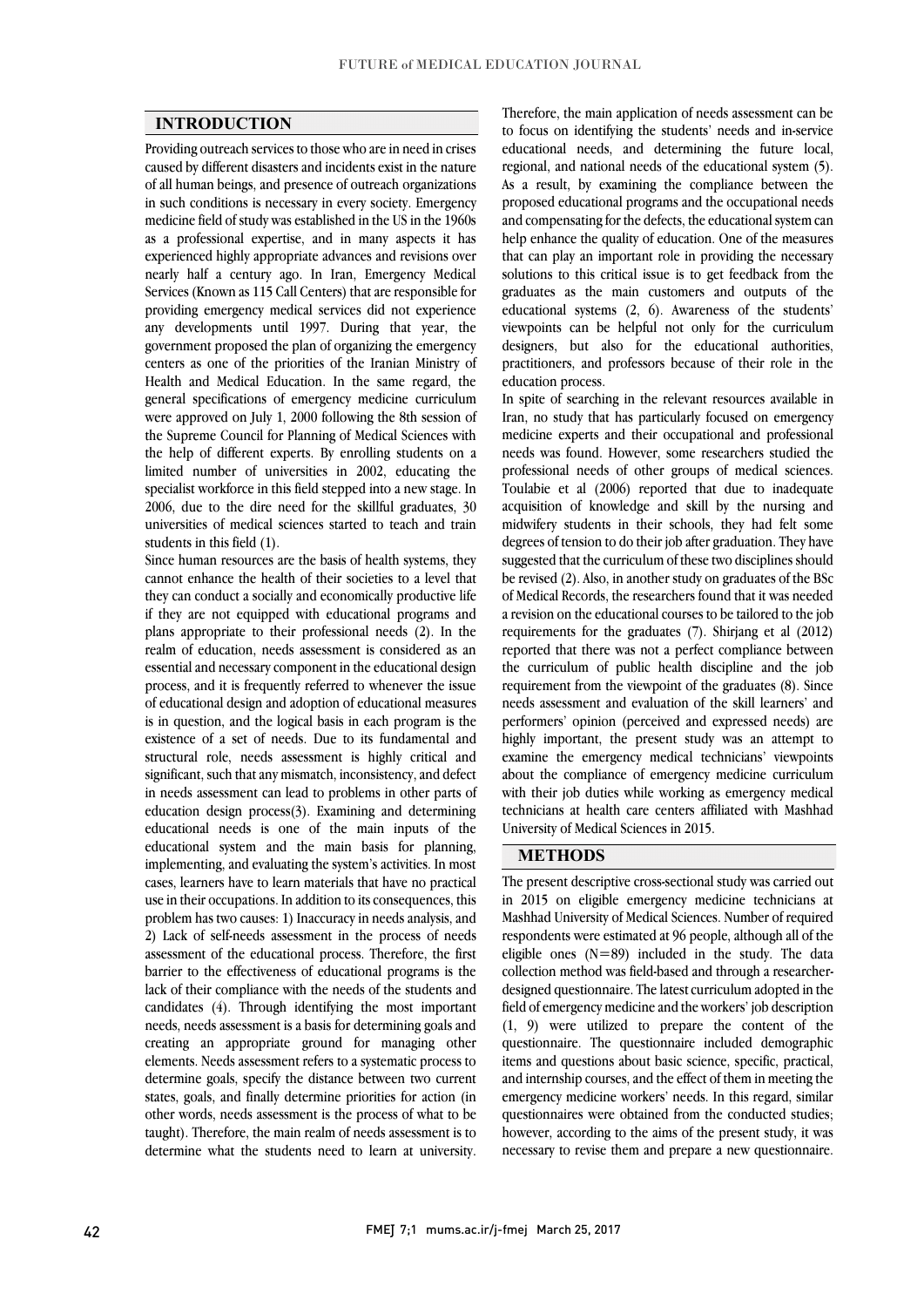## INTRODUCTION

Providing outreach services to those who are in need in crises caused by different disasters and incidents exist in the nature of all human beings, and presence of outreach organizations in such conditions is necessary in every society. Emergency medicine field of study was established in the US in the 1960s as a professional expertise, and in many aspects it has experienced highly appropriate advances and revisions over nearly half a century ago. In Iran, Emergency Medical Services (Known as 115 Call Centers) that are responsible for providing emergency medical services did not experience any developments until 1997. During that year, the government proposed the plan of organizing the emergency centers as one of the priorities of the Iranian Ministry of Health and Medical Education. In the same regard, the general specifications of emergency medicine curriculum were approved on July 1, 2000 following the 8th session of the Supreme Council for Planning of Medical Sciences with the help of different experts. By enrolling students on a limited number of universities in 2002, educating the specialist workforce in this field stepped into a new stage. In 2006, due to the dire need for the skillful graduates, 30 universities of medical sciences started to teach and train students in this field (1).

Since human resources are the basis of health systems, they cannot enhance the health of their societies to a level that they can conduct a socially and economically productive life if they are not equipped with educational programs and plans appropriate to their professional needs (2). In the realm of education, needs assessment is considered as an essential and necessary component in the educational design process, and it is frequently referred to whenever the issue of educational design and adoption of educational measures is in question, and the logical basis in each program is the existence of a set of needs. Due to its fundamental and structural role, needs assessment is highly critical and significant, such that any mismatch, inconsistency, and defect in needs assessment can lead to problems in other parts of education design process(3). Examining and determining educational needs is one of the main inputs of the educational system and the main basis for planning, implementing, and evaluating the system's activities. In most cases, learners have to learn materials that have no practical use in their occupations. In addition to its consequences, this problem has two causes: 1) Inaccuracy in needs analysis, and 2) Lack of self-needs assessment in the process of needs assessment of the educational process. Therefore, the first barrier to the effectiveness of educational programs is the lack of their compliance with the needs of the students and candidates (4). Through identifying the most important needs, needs assessment is a basis for determining goals and creating an appropriate ground for managing other elements. Needs assessment refers to a systematic process to determine goals, specify the distance between two current states, goals, and finally determine priorities for action (in other words, needs assessment is the process of what to be taught). Therefore, the main realm of needs assessment is to determine what the students need to learn at university. Therefore, the main application of needs assessment can be to focus on identifying the students' needs and in-service educational needs, and determining the future local, regional, and national needs of the educational system (5). As a result, by examining the compliance between the proposed educational programs and the occupational needs and compensating for the defects, the educational system can help enhance the quality of education. One of the measures that can play an important role in providing the necessary solutions to this critical issue is to get feedback from the graduates as the main customers and outputs of the educational systems (2, 6). Awareness of the students' viewpoints can be helpful not only for the curriculum designers, but also for the educational authorities, practitioners, and professors because of their role in the education process.

In spite of searching in the relevant resources available in Iran, no study that has particularly focused on emergency medicine experts and their occupational and professional needs was found. However, some researchers studied the professional needs of other groups of medical sciences. Toulabie et al (2006) reported that due to inadequate acquisition of knowledge and skill by the nursing and midwifery students in their schools, they had felt some degrees of tension to do their job after graduation. They have suggested that the curriculum of these two disciplines should be revised (2). Also, in another study on graduates of the BSc of Medical Records, the researchers found that it was needed a revision on the educational courses to be tailored to the job requirements for the graduates (7). Shirjang et al (2012) reported that there was not a perfect compliance between the curriculum of public health discipline and the job requirement from the viewpoint of the graduates (8). Since needs assessment and evaluation of the skill learners' and performers' opinion (perceived and expressed needs) are highly important, the present study was an attempt to examine the emergency medical technicians' viewpoints about the compliance of emergency medicine curriculum with their job duties while working as emergency medical technicians at health care centers affiliated with Mashhad University of Medical Sciences in 2015.

## METHODS

The present descriptive cross-sectional study was carried out in 2015 on eligible emergency medicine technicians at Mashhad University of Medical Sciences. Number of required respondents were estimated at 96 people, although all of the eligible ones (N=89) included in the study. The data collection method was field-based and through a researcher-designed questionnaire. The latest curriculum adopted in the field of emergency medicine and the workers' job description (1, 9) were utilized to prepare the content of the questionnaire. The questionnaire included demographic items and questions about basic science, specific, practical, and internship courses, and the effect of them in meeting the emergency medicine workers' needs. In this regard, similar questionnaires were obtained from the conducted studies; however, according to the aims of the present study, it was necessary to revise them and prepare a new questionnaire.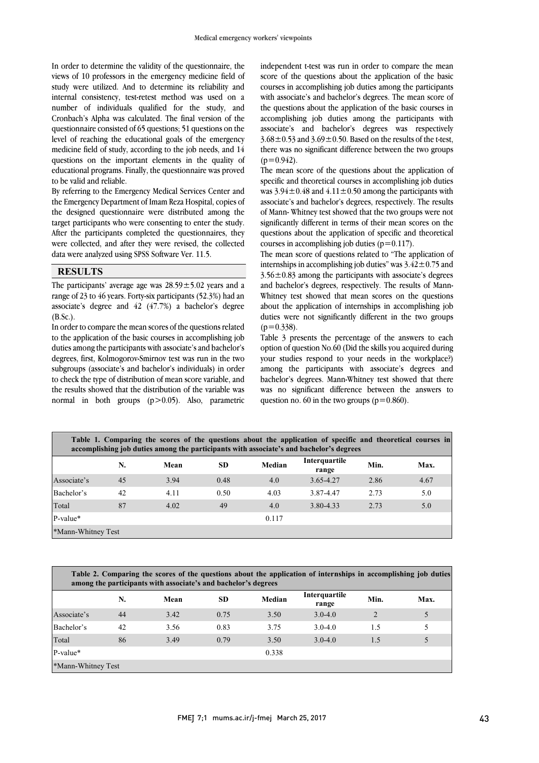In order to determine the validity of the questionnaire, the views of 10 professors in the emergency medicine field of study were utilized. And to determine its reliability and internal consistency, test-retest method was used on a number of individuals qualified for the study, and Cronbach's Alpha was calculated. The final version of the questionnaire consisted of 65 questions; 51 questions on the level of reaching the educational goals of the emergency medicine field of study, according to the job needs, and 14 questions on the important elements in the quality of educational programs. Finally, the questionnaire was proved to be valid and reliable.

By referring to the Emergency Medical Services Center and the Emergency Department of Imam Reza Hospital, copies of the designed questionnaire were distributed among the target participants who were consenting to enter the study. After the participants completed the questionnaires, they were collected, and after they were revised, the collected data were analyzed using SPSS Software Ver. 11.5.

## RESULTS

The participants' average age was 28.59±5.02 years and a range of 23 to 46 years. Forty-six participants (52.3%) had an associate's degree and 42 (47.7%) a bachelor's degree (B.Sc.).

In order to compare the mean scores of the questions related to the application of the basic courses in accomplishing job duties among the participants with associate's and bachelor's degrees, first, Kolmogorov-Smirnov test was run in the two subgroups (associate's and bachelor's individuals) in order to check the type of distribution of mean score variable, and the results showed that the distribution of the variable was normal in both groups ($p>0.05$). Also, parametric independent t-test was run in order to compare the mean score of the questions about the application of the basic courses in accomplishing job duties among the participants with associate's and bachelor's degrees. The mean score of the questions about the application of the basic courses in accomplishing job duties among the participants with associate's and bachelor's degrees was respectively 3.68±0.53 and 3.69±0.50. Based on the results of the t-test, there was no significant difference between the two groups ($p=0.942$).

The mean score of the questions about the application of specific and theoretical courses in accomplishing job duties was 3.94±0.48 and 4.11±0.50 among the participants with associate's and bachelor's degrees, respectively. The results of Mann- Whitney test showed that the two groups were not significantly different in terms of their mean scores on the questions about the application of specific and theoretical courses in accomplishing job duties ($p=0.117$).

The mean score of questions related to "The application of internships in accomplishing job duties" was 3.42±0.75 and 3.56±0.83 among the participants with associate's degrees and bachelor's degrees, respectively. The results of Mann-Whitney test showed that mean scores on the questions about the application of internships in accomplishing job duties were not significantly different in the two groups ($p=0.338$).

Table 3 presents the percentage of the answers to each option of question No.60 (Did the skills you acquired during your studies respond to your needs in the workplace?) among the participants with associate's degrees and bachelor's degrees. Mann-Whitney test showed that there was no significant difference between the answers to question no. 60 in the two groups ($p=0.860$).

**Table 1. Comparing the scores of the questions about the application of specific and theoretical courses in accomplishing job duties among the participants with associate's and bachelor's degrees**

| | N. | Mean | SD | Median | Interquartile range | Min. | Max. |
|---|---|---|---|---|---|---|---|
| Associate's | 45 | 3.94 | 0.48 | 4.0 | 3.65-4.27 | 2.86 | 4.67 |
| Bachelor's | 42 | 4.11 | 0.50 | 4.03 | 3.87-4.47 | 2.73 | 5.0 |
| Total | 87 | 4.02 | 49 | 4.0 | 3.80-4.33 | 2.73 | 5.0 |
| P-value* | | | | 0.117 | | | |

*Mann-Whitney Test

**Table 2. Comparing the scores of the questions about the application of internships in accomplishing job duties among the participants with associate's and bachelor's degrees**

| | N. | Mean | SD | Median | Interquartile range | Min. | Max. |
|---|---|---|---|---|---|---|---|
| Associate's | 44 | 3.42 | 0.75 | 3.50 | 3.0-4.0 | 2 | 5 |
| Bachelor's | 42 | 3.56 | 0.83 | 3.75 | 3.0-4.0 | 1.5 | 5 |
| Total | 86 | 3.49 | 0.79 | 3.50 | 3.0-4.0 | 1.5 | 5 |
| P-value* | | | | 0.338 | | | |

*Mann-Whitney Test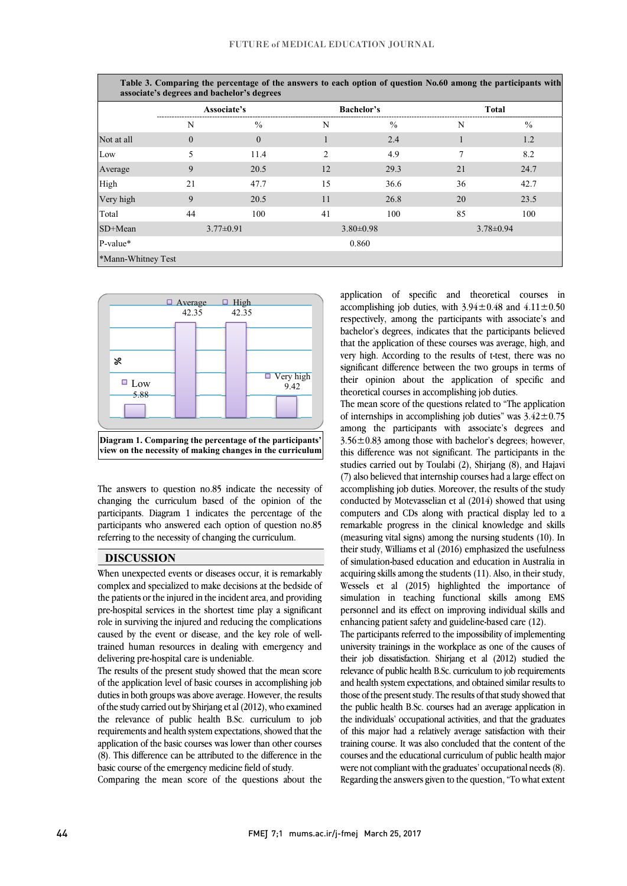**Table 3. Comparing the percentage of the answers to each option of question No.60 among the participants with associate's degrees and bachelor's degrees**

| | Associate's | | Bachelor's | | Total | |
|---|---|---|---|---|---|---|
| | N | % | N | % | N | % |
| Not at all | 0 | 0 | 1 | 2.4 | 1 | 1.2 |
| Low | 5 | 11.4 | 2 | 4.9 | 7 | 8.2 |
| Average | 9 | 20.5 | 12 | 29.3 | 21 | 24.7 |
| High | 21 | 47.7 | 15 | 36.6 | 36 | 42.7 |
| Very high | 9 | 20.5 | 11 | 26.8 | 20 | 23.5 |
| Total | 44 | 100 | 41 | 100 | 85 | 100 |
| SD+Mean | 3.77±0.91 | | 3.80±0.98 | | 3.78±0.94 | |
| P-value* | | | 0.860 | | | |

*Mann-Whitney Test

Average
42.35
High
42.35
%
Low
5.88
Very high
9.42

**Diagram 1. Comparing the percentage of the participants' view on the necessity of making changes in the curriculum**

The answers to question no.85 indicate the necessity of changing the curriculum based of the opinion of the participants. Diagram 1 indicates the percentage of the participants who answered each option of question no.85 referring to the necessity of changing the curriculum.

## DISCUSSION

When unexpected events or diseases occur, it is remarkably complex and specialized to make decisions at the bedside of the patients or the injured in the incident area, and providing pre-hospital services in the shortest time play a significant role in surviving the injured and reducing the complications caused by the event or disease, and the key role of well-trained human resources in dealing with emergency and delivering pre-hospital care is undeniable.

The results of the present study showed that the mean score of the application level of basic courses in accomplishing job duties in both groups was above average. However, the results of the study carried out by Shirjang et al (2012), who examined the relevance of public health B.Sc. curriculum to job requirements and health system expectations, showed that the application of the basic courses was lower than other courses (8). This difference can be attributed to the difference in the basic course of the emergency medicine field of study.

Comparing the mean score of the questions about the application of specific and theoretical courses in accomplishing job duties, with 3.94±0.48 and 4.11±0.50 respectively, among the participants with associate's and bachelor's degrees, indicates that the participants believed that the application of these courses was average, high, and very high. According to the results of t-test, there was no significant difference between the two groups in terms of their opinion about the application of specific and theoretical courses in accomplishing job duties.

The mean score of the questions related to "The application of internships in accomplishing job duties" was 3.42±0.75 among the participants with associate's degrees and 3.56±0.83 among those with bachelor's degrees; however, this difference was not significant. The participants in the studies carried out by Toulabi (2), Shirjang (8), and Hajavi (7) also believed that internship courses had a large effect on accomplishing job duties. Moreover, the results of the study conducted by Motevasselian et al (2014) showed that using computers and CDs along with practical display led to a remarkable progress in the clinical knowledge and skills (measuring vital signs) among the nursing students (10). In their study, Williams et al (2016) emphasized the usefulness of simulation-based education and education in Australia in acquiring skills among the students (11). Also, in their study, Wessels et al (2015) highlighted the importance of simulation in teaching functional skills among EMS personnel and its effect on improving individual skills and enhancing patient safety and guideline-based care (12).

The participants referred to the impossibility of implementing university trainings in the workplace as one of the causes of their job dissatisfaction. Shirjang et al (2012) studied the relevance of public health B.Sc. curriculum to job requirements and health system expectations, and obtained similar results to those of the present study. The results of that study showed that the public health B.Sc. courses had an average application in the individuals' occupational activities, and that the graduates of this major had a relatively average satisfaction with their training course. It was also concluded that the content of the courses and the educational curriculum of public health major were not compliant with the graduates' occupational needs (8). Regarding the answers given to the question, "To what extent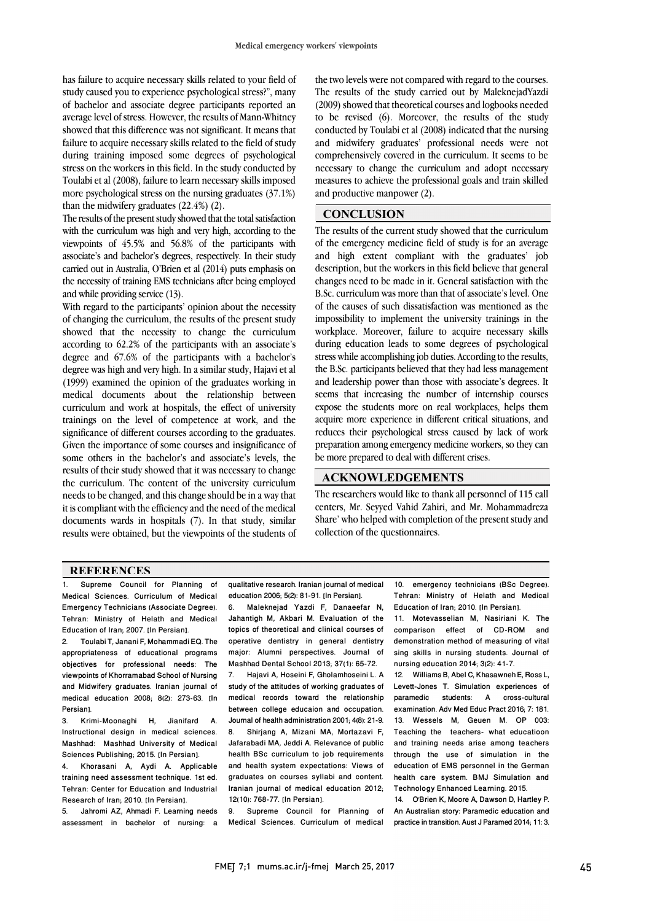has failure to acquire necessary skills related to your field of study caused you to experience psychological stress?", many of bachelor and associate degree participants reported an average level of stress. However, the results of Mann-Whitney showed that this difference was not significant. It means that failure to acquire necessary skills related to the field of study during training imposed some degrees of psychological stress on the workers in this field. In the study conducted by Toulabi et al (2008), failure to learn necessary skills imposed more psychological stress on the nursing graduates (37.1%) than the midwifery graduates (22.4%) (2).

The results of the present study showed that the total satisfaction with the curriculum was high and very high, according to the viewpoints of 45.5% and 56.8% of the participants with associate's and bachelor's degrees, respectively. In their study carried out in Australia, O'Brien et al (2014) puts emphasis on the necessity of training EMS technicians after being employed and while providing service (13).

With regard to the participants' opinion about the necessity of changing the curriculum, the results of the present study showed that the necessity to change the curriculum according to 62.2% of the participants with an associate's degree and 67.6% of the participants with a bachelor's degree was high and very high. In a similar study, Hajavi et al (1999) examined the opinion of the graduates working in medical documents about the relationship between curriculum and work at hospitals, the effect of university trainings on the level of competence at work, and the significance of different courses according to the graduates. Given the importance of some courses and insignificance of some others in the bachelor's and associate's levels, the results of their study showed that it was necessary to change the curriculum. The content of the university curriculum needs to be changed, and this change should be in a way that it is compliant with the efficiency and the need of the medical documents wards in hospitals (7). In that study, similar results were obtained, but the viewpoints of the students of the two levels were not compared with regard to the courses. The results of the study carried out by MaleknejadYazdi (2009) showed that theoretical courses and logbooks needed to be revised (6). Moreover, the results of the study conducted by Toulabi et al (2008) indicated that the nursing and midwifery graduates' professional needs were not comprehensively covered in the curriculum. It seems to be necessary to change the curriculum and adopt necessary measures to achieve the professional goals and train skilled and productive manpower (2).

## CONCLUSION

The results of the current study showed that the curriculum of the emergency medicine field of study is for an average and high extent compliant with the graduates' job description, but the workers in this field believe that general changes need to be made in it. General satisfaction with the B.Sc. curriculum was more than that of associate's level. One of the causes of such dissatisfaction was mentioned as the impossibility to implement the university trainings in the workplace. Moreover, failure to acquire necessary skills during education leads to some degrees of psychological stress while accomplishing job duties. According to the results, the B.Sc. participants believed that they had less management and leadership power than those with associate's degrees. It seems that increasing the number of internship courses expose the students more on real workplaces, helps them acquire more experience in different critical situations, and reduces their psychological stress caused by lack of work preparation among emergency medicine workers, so they can be more prepared to deal with different crises.

## ACKNOWLEDGEMENTS

The researchers would like to thank all personnel of 115 call centers, Mr. Seyyed Vahid Zahiri, and Mr. Mohammadreza Share' who helped with completion of the present study and collection of the questionnaires.

## REFERENCES

1. Supreme Council for Planning of Medical Sciences. Curriculum of Medical Emergency Technicians (Associate Degree). Tehran: Ministry of Helath and Medical Education of Iran; 2007. [In Persian].
2. Toulabi T, Janani F, Mohammadi EQ. The appropriateness of educational programs objectives for professional needs: The viewpoints of Khorramabad School of Nursing and Midwifery graduates. Iranian journal of medical education 2008; 8(2): 273-63. [In Persian].
3. Krimi-Moonaghi H, Jianifard A. Instructional design in medical sciences. Mashhad: Mashhad University of Medical Sciences Publishing; 2015. [In Persian].
4. Khorasani A, Aydi A. Applicable training need assessment technique. 1st ed. Tehran: Center for Education and Industrial Research of Iran; 2010. [In Persian].
5. Jahromi AZ, Ahmadi F. Learning needs assessment in bachelor of nursing: a qualitative research. Iranian journal of medical education 2006; 5(2): 81-91. [In Persian].
6. Maleknejad Yazdi F, Danaeefar N, Jahantigh M, Akbari M. Evaluation of the topics of theoretical and clinical courses of operative dentistry in general dentistry major: Alumni perspectives. Journal of Mashhad Dental School 2013; 37(1): 65-72.
7. Hajavi A, Hoseini F, Gholamhoseini L. A study of the attitudes of working graduates of medical records toward the relationship between college educaion and occupation. Journal of health administration 2001; 4(8): 21-9.
8. Shirjang A, Mizani MA, Mortazavi F, Jafarabadi MA, Jeddi A. Relevance of public health BSc curriculum to job requirements and health system expectations: Views of graduates on courses syllabi and content. Iranian journal of medical education 2012; 12(10): 768-77. [In Persian].
9. Supreme Council for Planning of Medical Sciences. Curriculum of medical
10. emergency technicians (BSc Degree). Tehran: Ministry of Helath and Medical Education of Iran; 2010. [In Persian].
11. Motevasselian M, Nasiriani K. The comparison effect of CD-ROM and demonstration method of measuring of vital sing skills in nursing students. Journal of nursing education 2014; 3(2): 41-7.
12. Williams B, Abel C, Khasawneh E, Ross L, Levett-Jones T. Simulation experiences of paramedic students: A cross-cultural examination. Adv Med Educ Pract 2016; 7: 181.
13. Wessels M, Geuen M. OP 003: Teaching the teachers- what educatioon and training needs arise among teachers through the use of simulation in the education of EMS personnel in the German health care system. BMJ Simulation and Technology Enhanced Learning. 2015.
14. O'Brien K, Moore A, Dawson D, Hartley P. An Australian story: Paramedic education and practice in transition. Aust J Paramed 2014; 11: 3.